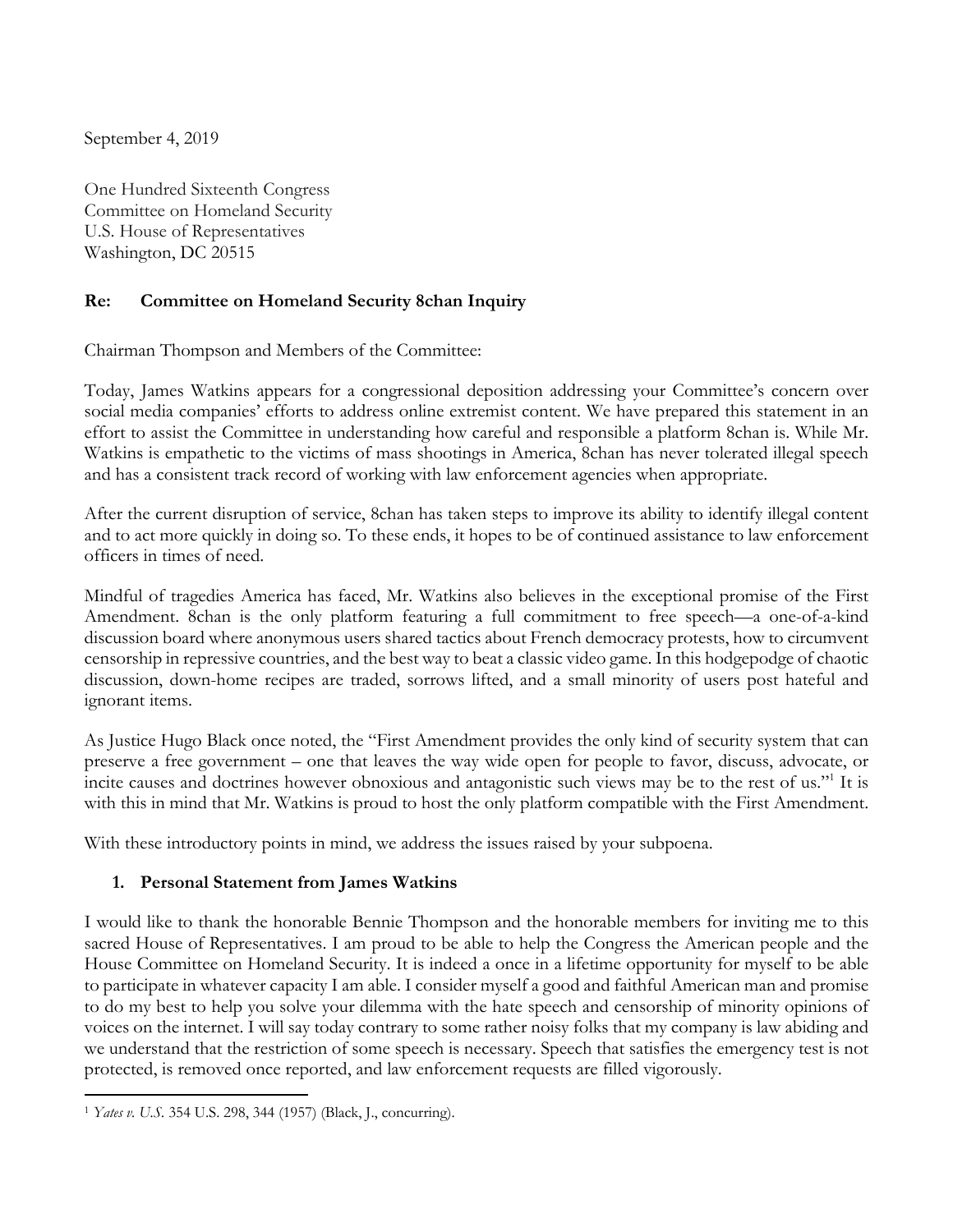September 4, 2019

One Hundred Sixteenth Congress
Committee on Homeland Security
U.S. House of Representatives
Washington, DC 20515

**Re: Committee on Homeland Security 8chan Inquiry**

Chairman Thompson and Members of the Committee:

Today, James Watkins appears for a congressional deposition addressing your Committee's concern over social media companies' efforts to address online extremist content. We have prepared this statement in an effort to assist the Committee in understanding how careful and responsible a platform 8chan is. While Mr. Watkins is empathetic to the victims of mass shootings in America, 8chan has never tolerated illegal speech and has a consistent track record of working with law enforcement agencies when appropriate.

After the current disruption of service, 8chan has taken steps to improve its ability to identify illegal content and to act more quickly in doing so. To these ends, it hopes to be of continued assistance to law enforcement officers in times of need.

Mindful of tragedies America has faced, Mr. Watkins also believes in the exceptional promise of the First Amendment. 8chan is the only platform featuring a full commitment to free speech—a one-of-a-kind discussion board where anonymous users shared tactics about French democracy protests, how to circumvent censorship in repressive countries, and the best way to beat a classic video game. In this hodgepodge of chaotic discussion, down-home recipes are traded, sorrows lifted, and a small minority of users post hateful and ignorant items.

As Justice Hugo Black once noted, the "First Amendment provides the only kind of security system that can preserve a free government – one that leaves the way wide open for people to favor, discuss, advocate, or incite causes and doctrines however obnoxious and antagonistic such views may be to the rest of us."[1] It is with this in mind that Mr. Watkins is proud to host the only platform compatible with the First Amendment.

With these introductory points in mind, we address the issues raised by your subpoena.

## 1. Personal Statement from James Watkins

I would like to thank the honorable Bennie Thompson and the honorable members for inviting me to this sacred House of Representatives. I am proud to be able to help the Congress the American people and the House Committee on Homeland Security. It is indeed a once in a lifetime opportunity for myself to be able to participate in whatever capacity I am able. I consider myself a good and faithful American man and promise to do my best to help you solve your dilemma with the hate speech and censorship of minority opinions of voices on the internet. I will say today contrary to some rather noisy folks that my company is law abiding and we understand that the restriction of some speech is necessary. Speech that satisfies the emergency test is not protected, is removed once reported, and law enforcement requests are filled vigorously.

[1] *Yates v. U.S.* 354 U.S. 298, 344 (1957) (Black, J., concurring).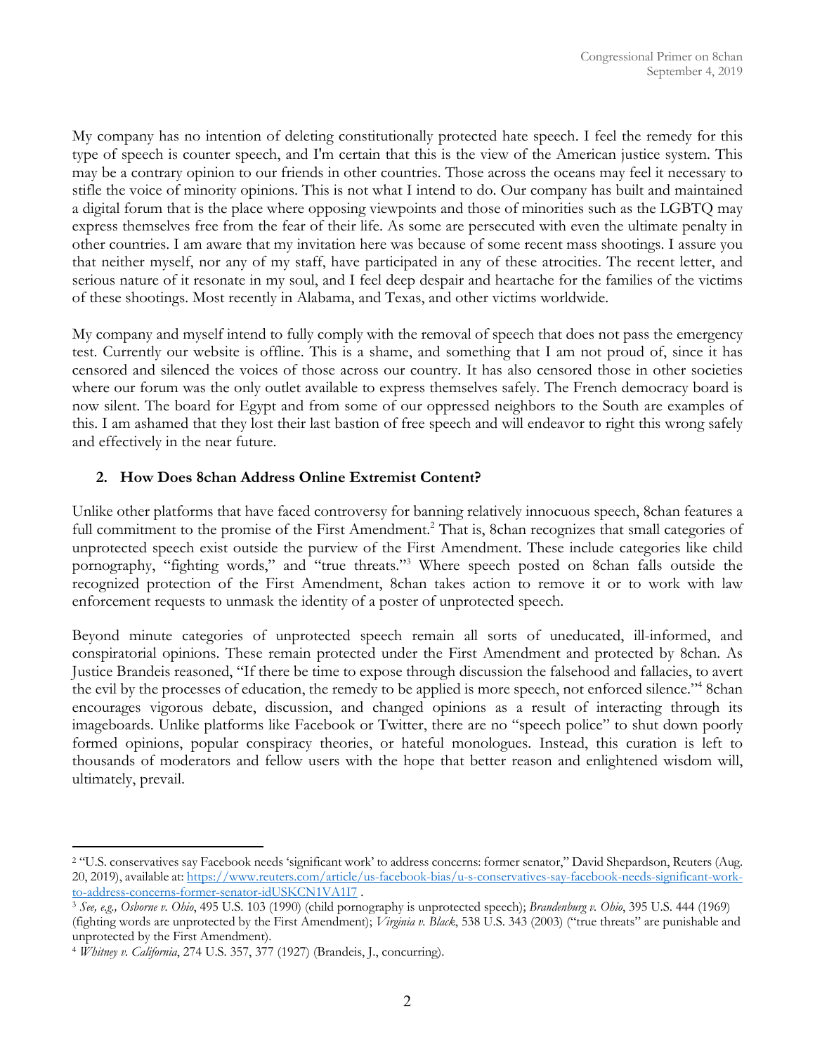My company has no intention of deleting constitutionally protected hate speech. I feel the remedy for this type of speech is counter speech, and I'm certain that this is the view of the American justice system. This may be a contrary opinion to our friends in other countries. Those across the oceans may feel it necessary to stifle the voice of minority opinions. This is not what I intend to do. Our company has built and maintained a digital forum that is the place where opposing viewpoints and those of minorities such as the LGBTQ may express themselves free from the fear of their life. As some are persecuted with even the ultimate penalty in other countries. I am aware that my invitation here was because of some recent mass shootings. I assure you that neither myself, nor any of my staff, have participated in any of these atrocities. The recent letter, and serious nature of it resonate in my soul, and I feel deep despair and heartache for the families of the victims of these shootings. Most recently in Alabama, and Texas, and other victims worldwide.

My company and myself intend to fully comply with the removal of speech that does not pass the emergency test. Currently our website is offline. This is a shame, and something that I am not proud of, since it has censored and silenced the voices of those across our country. It has also censored those in other societies where our forum was the only outlet available to express themselves safely. The French democracy board is now silent. The board for Egypt and from some of our oppressed neighbors to the South are examples of this. I am ashamed that they lost their last bastion of free speech and will endeavor to right this wrong safely and effectively in the near future.

**2. How Does 8chan Address Online Extremist Content?**

Unlike other platforms that have faced controversy for banning relatively innocuous speech, 8chan features a full commitment to the promise of the First Amendment.[2] That is, 8chan recognizes that small categories of unprotected speech exist outside the purview of the First Amendment. These include categories like child pornography, "fighting words," and "true threats."[3] Where speech posted on 8chan falls outside the recognized protection of the First Amendment, 8chan takes action to remove it or to work with law enforcement requests to unmask the identity of a poster of unprotected speech.

Beyond minute categories of unprotected speech remain all sorts of uneducated, ill-informed, and conspiratorial opinions. These remain protected under the First Amendment and protected by 8chan. As Justice Brandeis reasoned, "If there be time to expose through discussion the falsehood and fallacies, to avert the evil by the processes of education, the remedy to be applied is more speech, not enforced silence."[4] 8chan encourages vigorous debate, discussion, and changed opinions as a result of interacting through its imageboards. Unlike platforms like Facebook or Twitter, there are no "speech police" to shut down poorly formed opinions, popular conspiracy theories, or hateful monologues. Instead, this curation is left to thousands of moderators and fellow users with the hope that better reason and enlightened wisdom will, ultimately, prevail.

---

[2] "U.S. conservatives say Facebook needs 'significant work' to address concerns: former senator," David Shepardson, Reuters (Aug. 20, 2019), available at: https://www.reuters.com/article/us-facebook-bias/u-s-conservatives-say-facebook-needs-significant-work-to-address-concerns-former-senator-idUSKCN1VA1I7 .

[3] *See, e.g., Osborne v. Ohio*, 495 U.S. 103 (1990) (child pornography is unprotected speech); *Brandenburg v. Ohio*, 395 U.S. 444 (1969) (fighting words are unprotected by the First Amendment); *Virginia v. Black*, 538 U.S. 343 (2003) ("true threats" are punishable and unprotected by the First Amendment).

[4] *Whitney v. California*, 274 U.S. 357, 377 (1927) (Brandeis, J., concurring).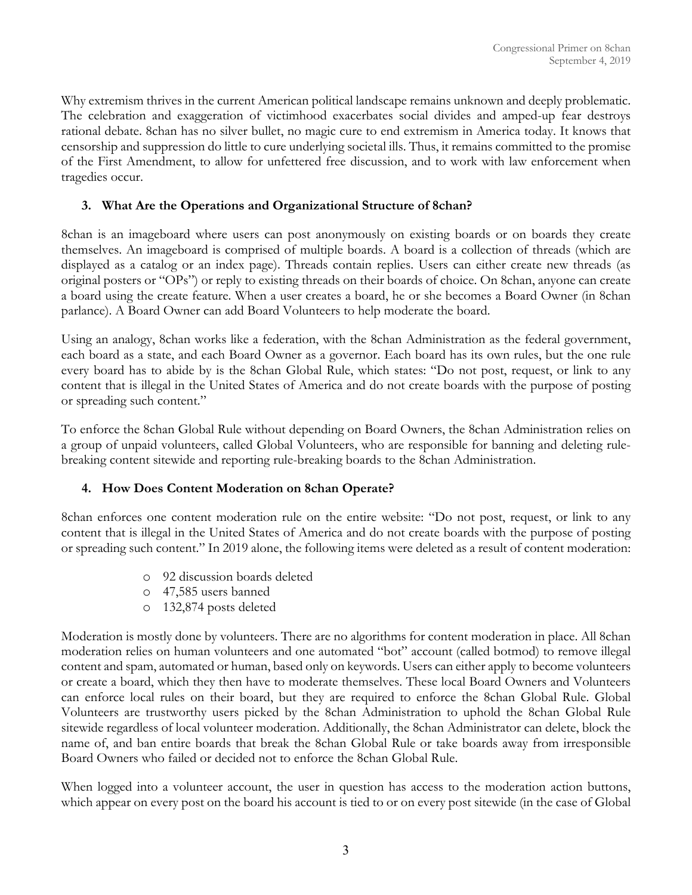Why extremism thrives in the current American political landscape remains unknown and deeply problematic. The celebration and exaggeration of victimhood exacerbates social divides and amped-up fear destroys rational debate. 8chan has no silver bullet, no magic cure to end extremism in America today. It knows that censorship and suppression do little to cure underlying societal ills. Thus, it remains committed to the promise of the First Amendment, to allow for unfettered free discussion, and to work with law enforcement when tragedies occur.

### 3. What Are the Operations and Organizational Structure of 8chan?

8chan is an imageboard where users can post anonymously on existing boards or on boards they create themselves. An imageboard is comprised of multiple boards. A board is a collection of threads (which are displayed as a catalog or an index page). Threads contain replies. Users can either create new threads (as original posters or "OPs") or reply to existing threads on their boards of choice. On 8chan, anyone can create a board using the create feature. When a user creates a board, he or she becomes a Board Owner (in 8chan parlance). A Board Owner can add Board Volunteers to help moderate the board.

Using an analogy, 8chan works like a federation, with the 8chan Administration as the federal government, each board as a state, and each Board Owner as a governor. Each board has its own rules, but the one rule every board has to abide by is the 8chan Global Rule, which states: "Do not post, request, or link to any content that is illegal in the United States of America and do not create boards with the purpose of posting or spreading such content."

To enforce the 8chan Global Rule without depending on Board Owners, the 8chan Administration relies on a group of unpaid volunteers, called Global Volunteers, who are responsible for banning and deleting rule-breaking content sitewide and reporting rule-breaking boards to the 8chan Administration.

### 4. How Does Content Moderation on 8chan Operate?

8chan enforces one content moderation rule on the entire website: "Do not post, request, or link to any content that is illegal in the United States of America and do not create boards with the purpose of posting or spreading such content." In 2019 alone, the following items were deleted as a result of content moderation:

- 92 discussion boards deleted
- 47,585 users banned
- 132,874 posts deleted

Moderation is mostly done by volunteers. There are no algorithms for content moderation in place. All 8chan moderation relies on human volunteers and one automated "bot" account (called botmod) to remove illegal content and spam, automated or human, based only on keywords. Users can either apply to become volunteers or create a board, which they then have to moderate themselves. These local Board Owners and Volunteers can enforce local rules on their board, but they are required to enforce the 8chan Global Rule. Global Volunteers are trustworthy users picked by the 8chan Administration to uphold the 8chan Global Rule sitewide regardless of local volunteer moderation. Additionally, the 8chan Administrator can delete, block the name of, and ban entire boards that break the 8chan Global Rule or take boards away from irresponsible Board Owners who failed or decided not to enforce the 8chan Global Rule.

When logged into a volunteer account, the user in question has access to the moderation action buttons, which appear on every post on the board his account is tied to or on every post sitewide (in the case of Global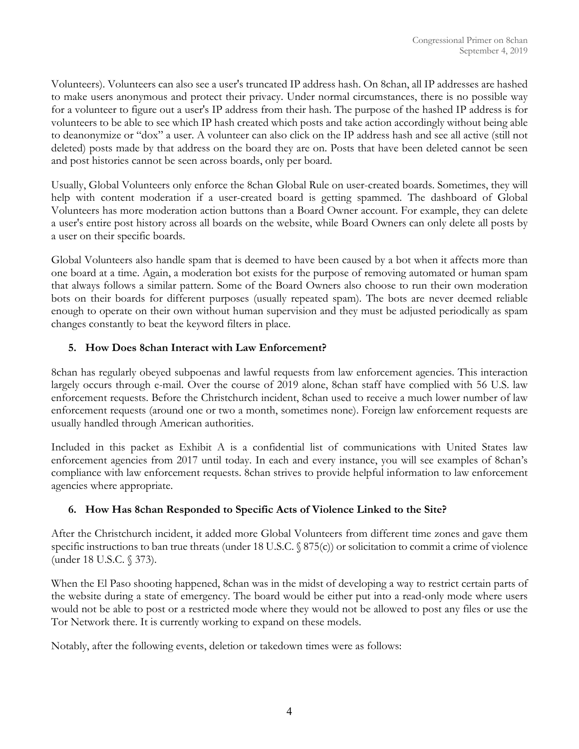Volunteers). Volunteers can also see a user's truncated IP address hash. On 8chan, all IP addresses are hashed to make users anonymous and protect their privacy. Under normal circumstances, there is no possible way for a volunteer to figure out a user's IP address from their hash. The purpose of the hashed IP address is for volunteers to be able to see which IP hash created which posts and take action accordingly without being able to deanonymize or "dox" a user. A volunteer can also click on the IP address hash and see all active (still not deleted) posts made by that address on the board they are on. Posts that have been deleted cannot be seen and post histories cannot be seen across boards, only per board.

Usually, Global Volunteers only enforce the 8chan Global Rule on user-created boards. Sometimes, they will help with content moderation if a user-created board is getting spammed. The dashboard of Global Volunteers has more moderation action buttons than a Board Owner account. For example, they can delete a user's entire post history across all boards on the website, while Board Owners can only delete all posts by a user on their specific boards.

Global Volunteers also handle spam that is deemed to have been caused by a bot when it affects more than one board at a time. Again, a moderation bot exists for the purpose of removing automated or human spam that always follows a similar pattern. Some of the Board Owners also choose to run their own moderation bots on their boards for different purposes (usually repeated spam). The bots are never deemed reliable enough to operate on their own without human supervision and they must be adjusted periodically as spam changes constantly to beat the keyword filters in place.

### 5. How Does 8chan Interact with Law Enforcement?

8chan has regularly obeyed subpoenas and lawful requests from law enforcement agencies. This interaction largely occurs through e-mail. Over the course of 2019 alone, 8chan staff have complied with 56 U.S. law enforcement requests. Before the Christchurch incident, 8chan used to receive a much lower number of law enforcement requests (around one or two a month, sometimes none). Foreign law enforcement requests are usually handled through American authorities.

Included in this packet as Exhibit A is a confidential list of communications with United States law enforcement agencies from 2017 until today. In each and every instance, you will see examples of 8chan's compliance with law enforcement requests. 8chan strives to provide helpful information to law enforcement agencies where appropriate.

### 6. How Has 8chan Responded to Specific Acts of Violence Linked to the Site?

After the Christchurch incident, it added more Global Volunteers from different time zones and gave them specific instructions to ban true threats (under 18 U.S.C. § 875(c)) or solicitation to commit a crime of violence (under 18 U.S.C. § 373).

When the El Paso shooting happened, 8chan was in the midst of developing a way to restrict certain parts of the website during a state of emergency. The board would be either put into a read-only mode where users would not be able to post or a restricted mode where they would not be allowed to post any files or use the Tor Network there. It is currently working to expand on these models.

Notably, after the following events, deletion or takedown times were as follows: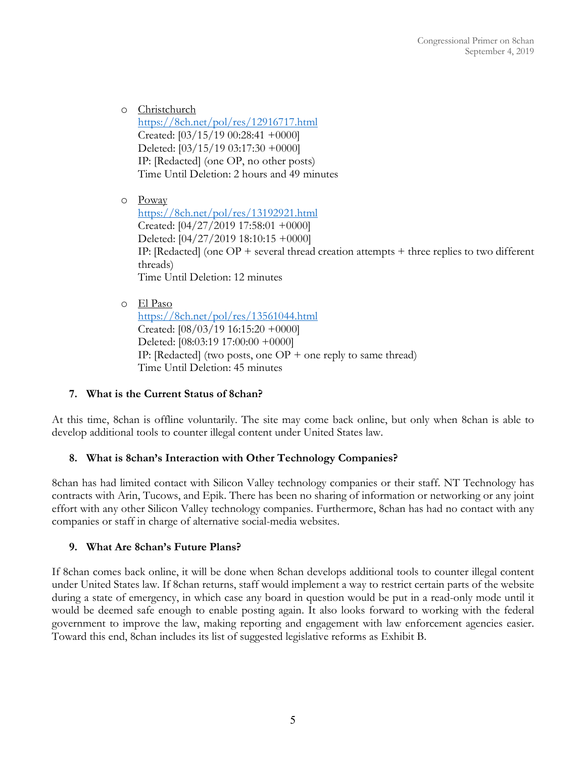- Christchurch
  https://8ch.net/pol/res/12916717.html
  Created: [03/15/19 00:28:41 +0000]
  Deleted: [03/15/19 03:17:30 +0000]
  IP: [Redacted] (one OP, no other posts)
  Time Until Deletion: 2 hours and 49 minutes

- Poway
  https://8ch.net/pol/res/13192921.html
  Created: [04/27/2019 17:58:01 +0000]
  Deleted: [04/27/2019 18:10:15 +0000]
  IP: [Redacted] (one OP + several thread creation attempts + three replies to two different threads)
  Time Until Deletion: 12 minutes

- El Paso
  https://8ch.net/pol/res/13561044.html
  Created: [08/03/19 16:15:20 +0000]
  Deleted: [08:03:19 17:00:00 +0000]
  IP: [Redacted] (two posts, one OP + one reply to same thread)
  Time Until Deletion: 45 minutes

### 7. What is the Current Status of 8chan?

At this time, 8chan is offline voluntarily. The site may come back online, but only when 8chan is able to develop additional tools to counter illegal content under United States law.

### 8. What is 8chan's Interaction with Other Technology Companies?

8chan has had limited contact with Silicon Valley technology companies or their staff. NT Technology has contracts with Arin, Tucows, and Epik. There has been no sharing of information or networking or any joint effort with any other Silicon Valley technology companies. Furthermore, 8chan has had no contact with any companies or staff in charge of alternative social-media websites.

### 9. What Are 8chan's Future Plans?

If 8chan comes back online, it will be done when 8chan develops additional tools to counter illegal content under United States law. If 8chan returns, staff would implement a way to restrict certain parts of the website during a state of emergency, in which case any board in question would be put in a read-only mode until it would be deemed safe enough to enable posting again. It also looks forward to working with the federal government to improve the law, making reporting and engagement with law enforcement agencies easier. Toward this end, 8chan includes its list of suggested legislative reforms as Exhibit B.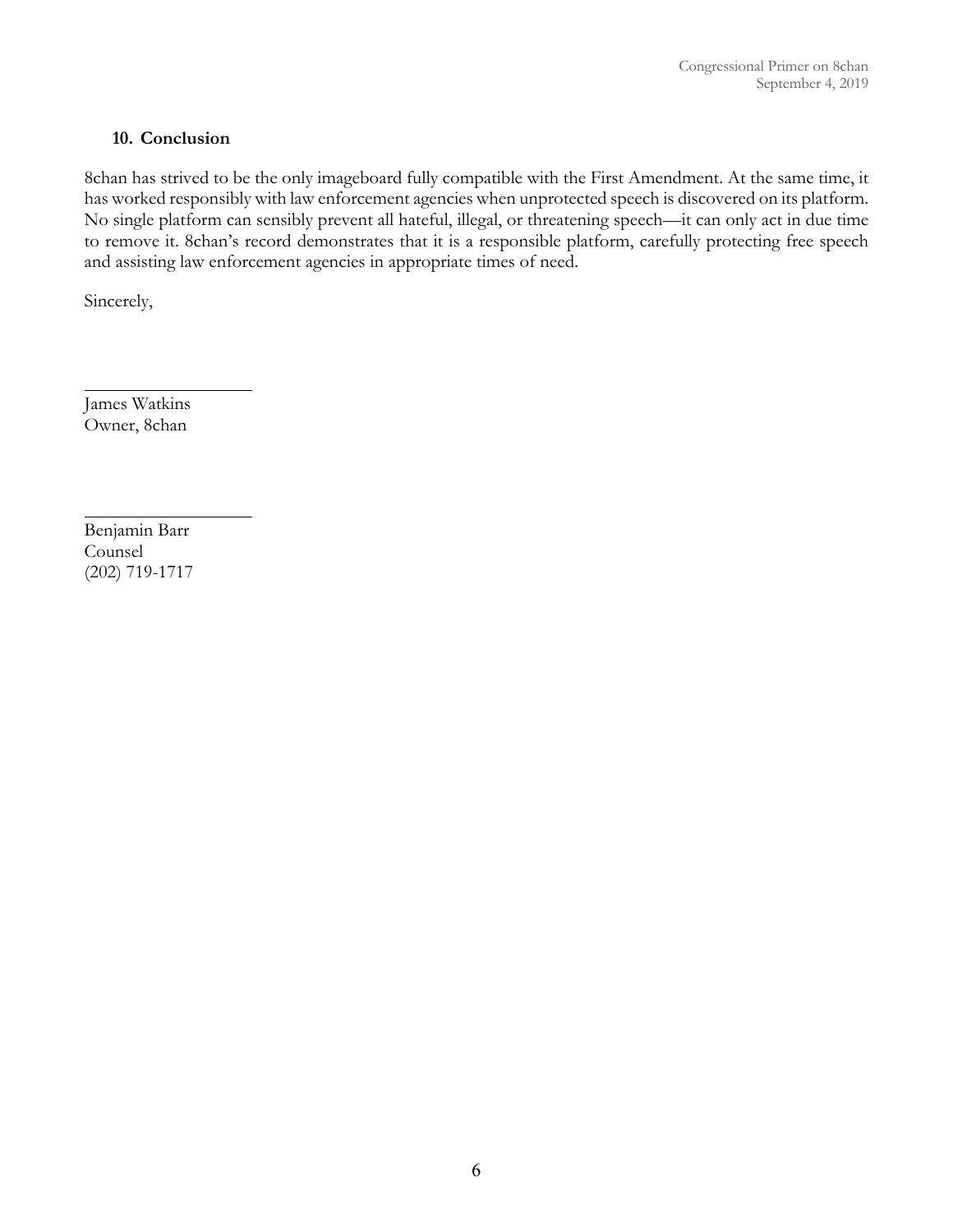## 10. Conclusion

8chan has strived to be the only imageboard fully compatible with the First Amendment. At the same time, it has worked responsibly with law enforcement agencies when unprotected speech is discovered on its platform. No single platform can sensibly prevent all hateful, illegal, or threatening speech—it can only act in due time to remove it. 8chan's record demonstrates that it is a responsible platform, carefully protecting free speech and assisting law enforcement agencies in appropriate times of need.

Sincerely,

James Watkins
Owner, 8chan

Benjamin Barr
Counsel
(202) 719-1717